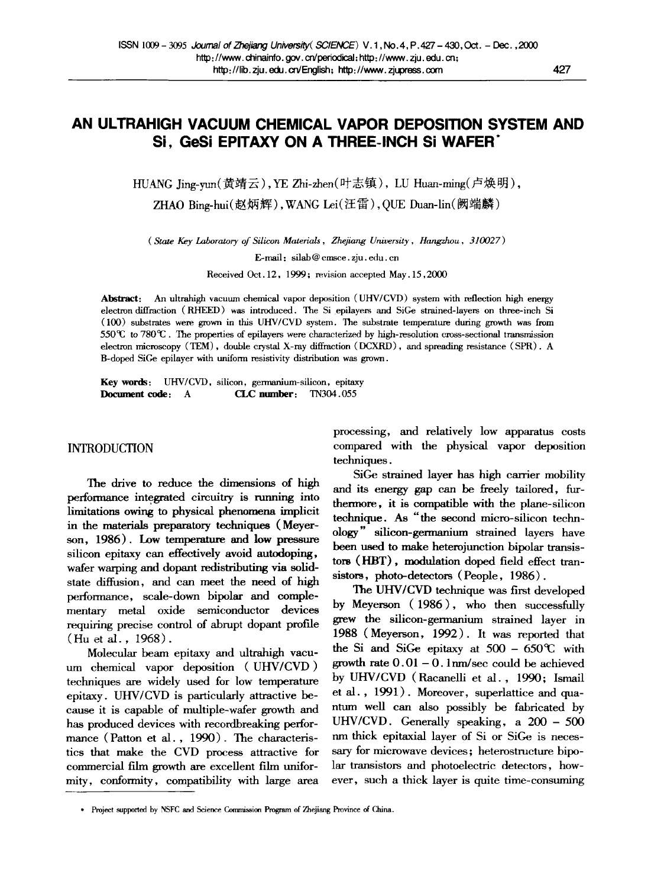# AN ULTRAHIGH VACUUM CHEMICAL VAPOR DEPOSITION SYSTEM AND Si, GeSi EPITAXY ON A THREE-INCH Si WAFER*

HUANG Jing-yun(黄靖云), YE Zhi-zhen(叶志镇), LU Huan-ming(卢焕明), ZHAO Bing-hui(赵炳辉), WANG Lei(汪雷), QUE Duan-lin(阙端麟)

(*State Key Laboratory of Silicon Materials, Zhejiang University, Hangzhou, 310027*)

E-mail: silab@cmsce.zju.edu.cn

Received Oct.12, 1999; revision accepted May.15, 2000

**Abstract:** An ultrahigh vacuum chemical vapor deposition (UHV/CVD) system with reflection high energy electron diffraction (RHEED) was introduced. The Si epilayers and SiGe strained-layers on three-inch Si (100) substrates were grown in this UHV/CVD system. The substrate temperature during growth was from 550℃ to 780℃. The properties of epilayers were characterized by high-resolution cross-sectional transmission electron microscopy (TEM), double crystal X-ray diffraction (DCXRD), and spreading resistance (SPR). A B-doped SiGe epilayer with uniform resistivity distribution was grown.

**Key words:** UHV/CVD, silicon, germanium-silicon, epitaxy

**Document code:** A **CLC number:** TN304.055

## INTRODUCTION

The drive to reduce the dimensions of high performance integrated circuitry is running into limitations owing to physical phenomena implicit in the materials preparatory techniques (Meyerson, 1986). Low temperature and low pressure silicon epitaxy can effectively avoid autodoping, wafer warping and dopant redistributing via solid-state diffusion, and can meet the need of high performance, scale-down bipolar and complementary metal oxide semiconductor devices requiring precise control of abrupt dopant profile (Hu et al., 1968).

Molecular beam epitaxy and ultrahigh vacuum chemical vapor deposition (UHV/CVD) techniques are widely used for low temperature epitaxy. UHV/CVD is particularly attractive because it is capable of multiple-wafer growth and has produced devices with recordbreaking performance (Patton et al., 1990). The characteristics that make the CVD process attractive for commercial film growth are excellent film uniformity, conformity, compatibility with large area processing, and relatively low apparatus costs compared with the physical vapor deposition techniques.

SiGe strained layer has high carrier mobility and its energy gap can be freely tailored, furthermore, it is compatible with the plane-silicon technique. As "the second micro-silicon technology" silicon-germanium strained layers have been used to make heterojunction bipolar transistors (HBT), modulation doped field effect transistors, photo-detectors (People, 1986).

The UHV/CVD technique was first developed by Meyerson (1986), who then successfully grew the silicon-germanium strained layer in 1988 (Meyerson, 1992). It was reported that the Si and SiGe epitaxy at 500 – 650℃ with growth rate 0.01 – 0.1nm/sec could be achieved by UHV/CVD (Racanelli et al., 1990; Ismail et al., 1991). Moreover, superlattice and quantum well can also possibly be fabricated by UHV/CVD. Generally speaking, a 200 – 500 nm thick epitaxial layer of Si or SiGe is necessary for microwave devices; heterostructure bipolar transistors and photoelectric detectors, however, such a thick layer is quite time-consuming

\* Project supported by NSFC and Science Commission Program of Zhejiang Province of China.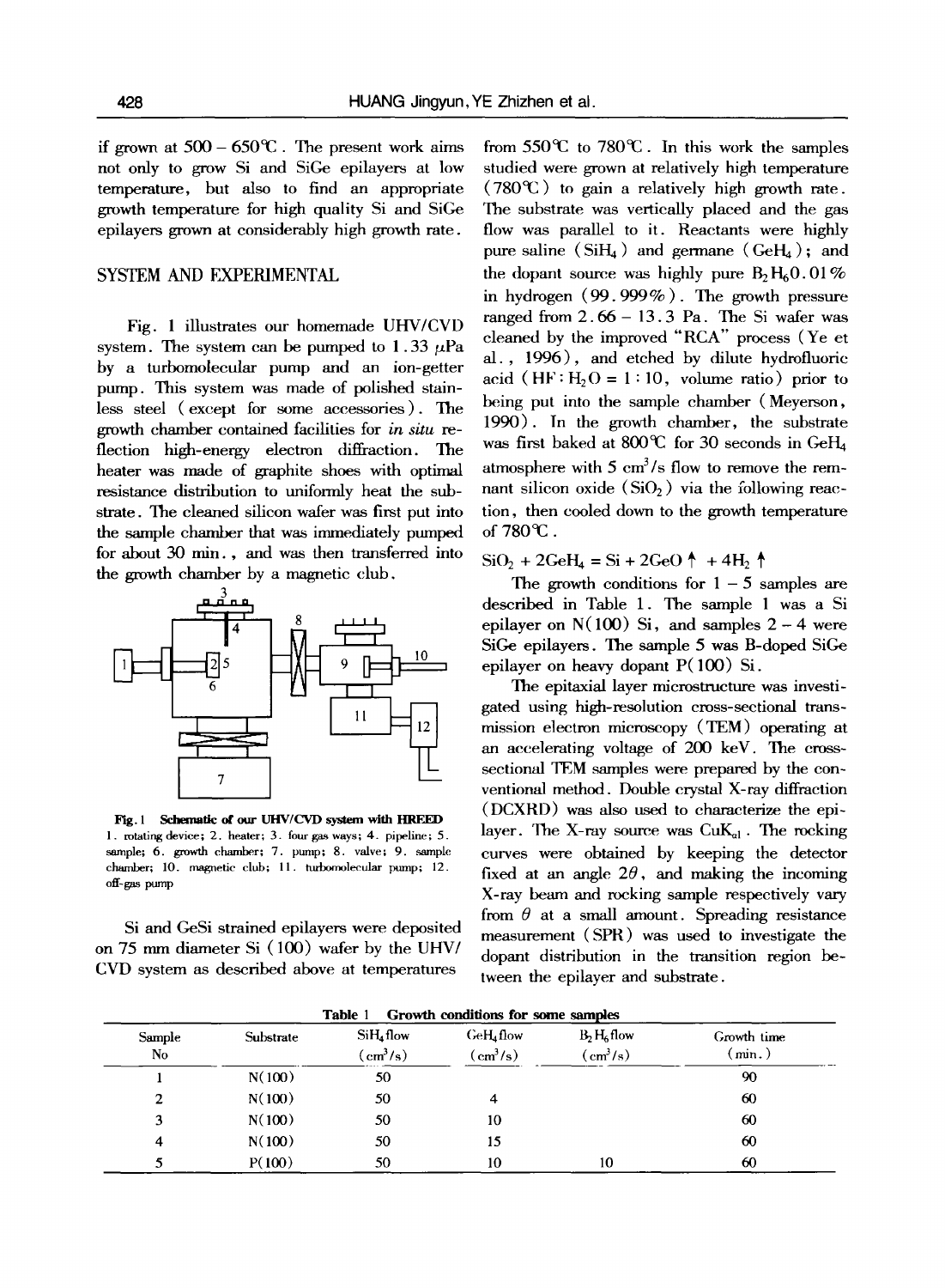if grown at 500 – 650℃. The present work aims not only to grow Si and SiGe epilayers at low temperature, but also to find an appropriate growth temperature for high quality Si and SiGe epilayers grown at considerably high growth rate.

## SYSTEM AND EXPERIMENTAL

Fig. 1 illustrates our homemade UHV/CVD system. The system can be pumped to 1.33 μPa by a turbomolecular pump and an ion-getter pump. This system was made of polished stainless steel (except for some accessories). The growth chamber contained facilities for *in situ* reflection high-energy electron diffraction. The heater was made of graphite shoes with optimal resistance distribution to uniformly heat the substrate. The cleaned silicon wafer was first put into the sample chamber that was immediately pumped for about 30 min., and was then transferred into the growth chamber by a magnetic club.

**Fig. 1 Schematic of our UHV/CVD system with HREED**
1. rotating device; 2. heater; 3. four gas ways; 4. pipeline; 5. sample; 6. growth chamber; 7. pump; 8. valve; 9. sample chamber; 10. magnetic club; 11. turbomolecular pump; 12. off-gas pump

Si and GeSi strained epilayers were deposited on 75 mm diameter Si (100) wafer by the UHV/CVD system as described above at temperatures from 550℃ to 780℃. In this work the samples studied were grown at relatively high temperature (780℃) to gain a relatively high growth rate. The substrate was vertically placed and the gas flow was parallel to it. Reactants were highly pure saline ($SiH_4$) and germane ($GeH_4$); and the dopant source was highly pure $B_2H_6$0.01% in hydrogen (99.999%). The growth pressure ranged from 2.66 – 13.3 Pa. The Si wafer was cleaned by the improved "RCA" process (Ye et al., 1996), and etched by dilute hydrofluoric acid (HF : $H_2O$ = 1 : 10, volume ratio) prior to being put into the sample chamber (Meyerson, 1990). In the growth chamber, the substrate was first baked at 800℃ for 30 seconds in $GeH_4$ atmosphere with 5 $cm^3$/s flow to remove the remnant silicon oxide ($SiO_2$) via the following reaction, then cooled down to the growth temperature of 780℃.

$$SiO_2 + 2GeH_4 = Si + 2GeO\uparrow + 4H_2\uparrow$$

The growth conditions for 1 – 5 samples are described in Table 1. The sample 1 was a Si epilayer on N(100) Si, and samples 2 – 4 were SiGe epilayers. The sample 5 was B-doped SiGe epilayer on heavy dopant P(100) Si.

The epitaxial layer microstructure was investigated using high-resolution cross-sectional transmission electron microscopy (TEM) operating at an accelerating voltage of 200 keV. The cross-sectional TEM samples were prepared by the conventional method. Double crystal X-ray diffraction (DCXRD) was also used to characterize the epilayer. The X-ray source was $CuK_{\alpha 1}$. The rocking curves were obtained by keeping the detector fixed at an angle $2\theta$, and making the incoming X-ray beam and rocking sample respectively vary from $\theta$ at a small amount. Spreading resistance measurement (SPR) was used to investigate the dopant distribution in the transition region between the epilayer and substrate.

**Table 1 Growth conditions for some samples**

| Sample No | Substrate | $SiH_4$ flow ($cm^3$/s) | $GeH_4$ flow ($cm^3$/s) | $B_2H_6$ flow ($cm^3$/s) | Growth time (min.) |
|---|---|---|---|---|---|
| 1 | N(100) | 50 | | | 90 |
| 2 | N(100) | 50 | 4 | | 60 |
| 3 | N(100) | 50 | 10 | | 60 |
| 4 | N(100) | 50 | 15 | | 60 |
| 5 | P(100) | 50 | 10 | 10 | 60 |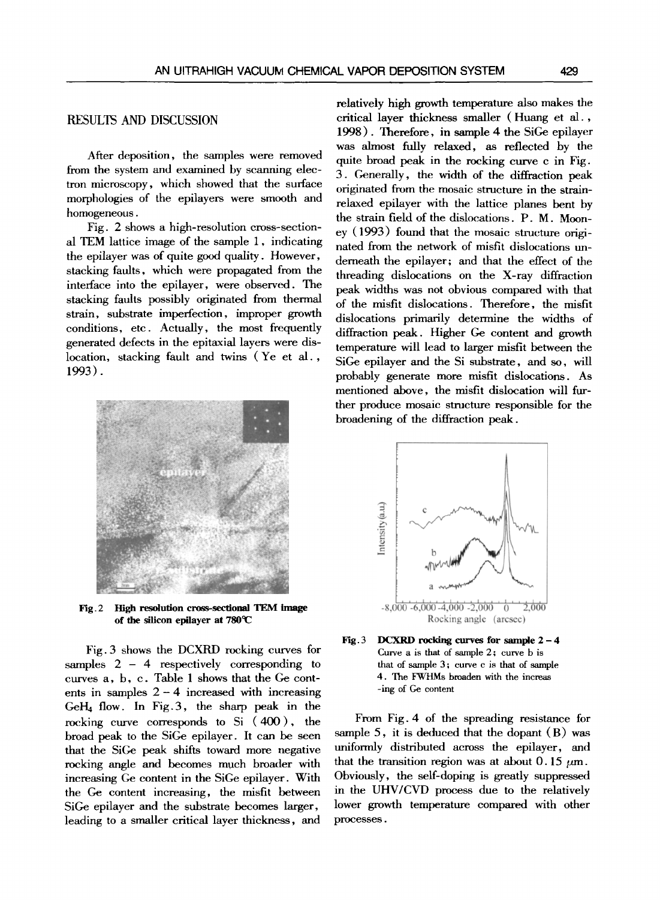## RESULTS AND DISCUSSION

After deposition, the samples were removed from the system and examined by scanning electron microscopy, which showed that the surface morphologies of the epilayers were smooth and homogeneous.

Fig. 2 shows a high-resolution cross-sectional TEM lattice image of the sample 1, indicating the epilayer was of quite good quality. However, stacking faults, which were propagated from the interface into the epilayer, were observed. The stacking faults possibly originated from thermal strain, substrate imperfection, improper growth conditions, etc. Actually, the most frequently generated defects in the epitaxial layers were dislocation, stacking fault and twins (Ye et al., 1993).

**Fig. 2 High resolution cross-sectional TEM image of the silicon epilayer at 780℃**

Fig. 3 shows the DCXRD rocking curves for samples 2 – 4 respectively corresponding to curves a, b, c. Table 1 shows that the Ge contents in samples 2 – 4 increased with increasing $GeH_4$ flow. In Fig. 3, the sharp peak in the rocking curve corresponds to Si (400), the broad peak to the SiGe epilayer. It can be seen that the SiGe peak shifts toward more negative rocking angle and becomes much broader with increasing Ge content in the SiGe epilayer. With the Ge content increasing, the misfit between SiGe epilayer and the substrate becomes larger, leading to a smaller critical layer thickness, and relatively high growth temperature also makes the critical layer thickness smaller (Huang et al., 1998). Therefore, in sample 4 the SiGe epilayer was almost fully relaxed, as reflected by the quite broad peak in the rocking curve c in Fig. 3. Generally, the width of the diffraction peak originated from the mosaic structure in the strain-relaxed epilayer with the lattice planes bent by the strain field of the dislocations. P. M. Mooney (1993) found that the mosaic structure originated from the network of misfit dislocations underneath the epilayer; and that the effect of the threading dislocations on the X-ray diffraction peak widths was not obvious compared with that of the misfit dislocations. Therefore, the misfit dislocations primarily determine the widths of diffraction peak. Higher Ge content and growth temperature will lead to larger misfit between the SiGe epilayer and the Si substrate, and so, will probably generate more misfit dislocations. As mentioned above, the misfit dislocation will further produce mosaic structure responsible for the broadening of the diffraction peak.

**Fig. 3 DCXRD rocking curves for sample 2 – 4**
Curve a is that of sample 2; curve b is that of sample 3; curve c is that of sample 4. The FWHMs broaden with the increasing of Ge content

From Fig. 4 of the spreading resistance for sample 5, it is deduced that the dopant (B) was uniformly distributed across the epilayer, and that the transition region was at about 0.15 μm. Obviously, the self-doping is greatly suppressed in the UHV/CVD process due to the relatively lower growth temperature compared with other processes.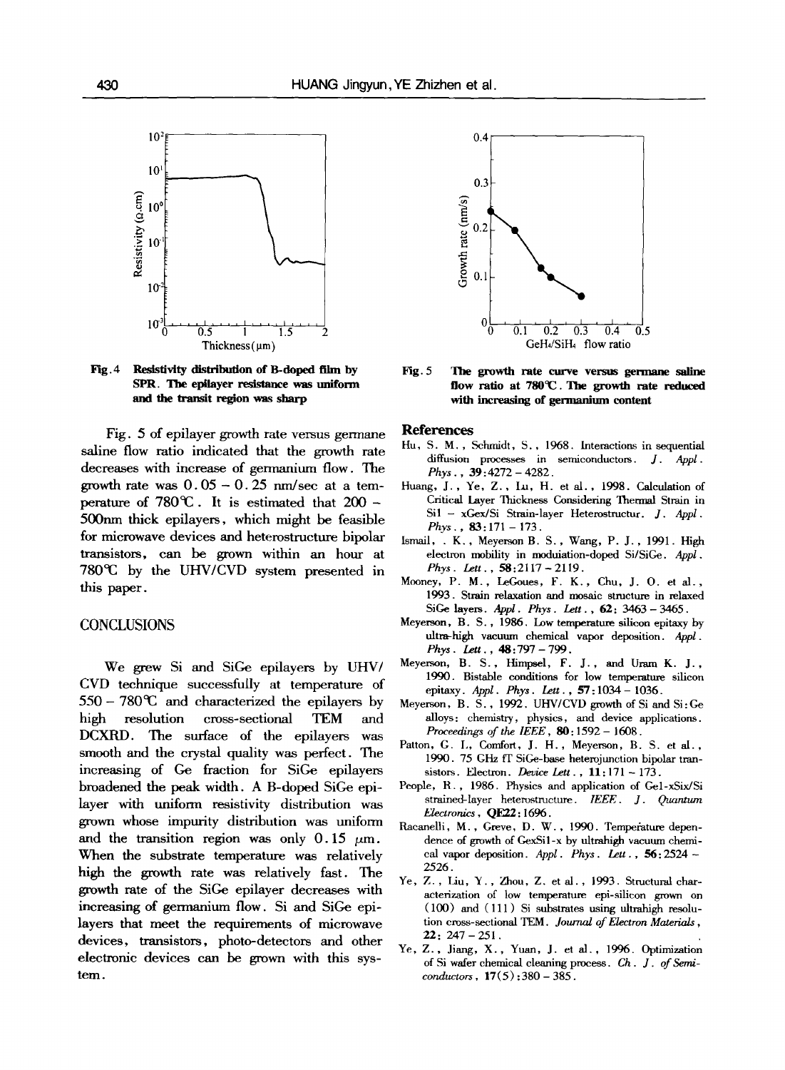10^2
10^1
10^0
10^-1
10^-2
10^-3
Resistivity (Ω.cm)
0 0.5 1 1.5 2
Thickness(μm)

**Fig. 4 Resistivity distribution of B-doped film by SPR. The epilayer resistance was uniform and the transit region was sharp**

0.4
0.3
0.2
0.1
0
Growth rate (nm/s)
0 0.1 0.2 0.3 0.4 0.5
GeH4/SiH4 flow ratio

**Fig. 5 The growth rate curve versus germane saline flow ratio at 780℃. The growth rate reduced with increasing of germanium content**

Fig. 5 of epilayer growth rate versus germane saline flow ratio indicated that the growth rate decreases with increase of germanium flow. The growth rate was 0.05 – 0.25 nm/sec at a temperature of 780℃. It is estimated that 200 – 500nm thick epilayers, which might be feasible for microwave devices and heterostructure bipolar transistors, can be grown within an hour at 780℃ by the UHV/CVD system presented in this paper.

## CONCLUSIONS

We grew Si and SiGe epilayers by UHV/CVD technique successfully at temperature of 550 – 780℃ and characterized the epilayers by high resolution cross-sectional TEM and DCXRD. The surface of the epilayers was smooth and the crystal quality was perfect. The increasing of Ge fraction for SiGe epilayers broadened the peak width. A B-doped SiGe epilayer with uniform resistivity distribution was grown whose impurity distribution was uniform and the transition region was only 0.15 μm. When the substrate temperature was relatively high the growth rate was relatively fast. The growth rate of the SiGe epilayer decreases with increasing of germanium flow. Si and SiGe epilayers that meet the requirements of microwave devices, transistors, photo-detectors and other electronic devices can be grown with this system.

## References

Hu, S. M., Schmidt, S., 1968. Interactions in sequential diffusion processes in semiconductors. *J. Appl. Phys.*, **39**:4272 – 4282.

Huang, J., Ye, Z., Lu, H. et al., 1998. Calculation of Critical Layer Thickness Considering Thermal Strain in Si1 – xGex/Si Strain-layer Heterostructur. *J. Appl. Phys.*, **83**:171 – 173.

Ismail, . K., Meyerson B. S., Wang, P. J., 1991. High electron mobility in moduiation-doped Si/SiGe. *Appl. Phys. Lett.*, **58**:2117 – 2119.

Mooney, P. M., LeGoues, F. K., Chu, J. O. et al., 1993. Strain relaxation and mosaic structure in relaxed SiGe layers. *Appl. Phys. Lett.*, **62**: 3463 – 3465.

Meyerson, B. S., 1986. Low temperature silicon epitaxy by ultra-high vacuum chemical vapor deposition. *Appl. Phys. Lett.*, **48**:797 – 799.

Meyerson, B. S., Himpsel, F. J., and Uram K. J., 1990. Bistable conditions for low temperature silicon epitaxy. *Appl. Phys. Lett.*, **57**:1034 – 1036.

Meyerson, B. S., 1992. UHV/CVD growth of Si and Si:Ge alloys: chemistry, physics, and device applications. *Proceedings of the IEEE*, **80**:1592 – 1608.

Patton, G. L., Comfort, J. H., Meyerson, B. S. et al., 1990. 75 GHz fT SiGe-base heterojunction bipolar transistors. *Electron. Device Lett.*, **11**:171 – 173.

People, R., 1986. Physics and application of Ge1-xSix/Si strained-layer heterostructure. *IEEE. J. Quantum Electronics*, **QE22**:1696.

Racanelli, M., Greve, D. W., 1990. Temperature dependence of growth of GexSi1-x by ultrahigh vacuum chemical vapor deposition. *Appl. Phys. Lett.*, **56**:2524 – 2526.

Ye, Z., Liu, Y., Zhou, Z. et al., 1993. Structural characterization of low temperature epi-silicon grown on (100) and (111) Si substrates using ultrahigh resolution cross-sectional TEM. *Journal of Electron Materials*, **22**: 247 – 251.

Ye, Z., Jiang, X., Yuan, J. et al., 1996. Optimization of Si wafer chemical cleaning process. *Ch. J. of Semiconductors*, **17**(5):380 – 385.